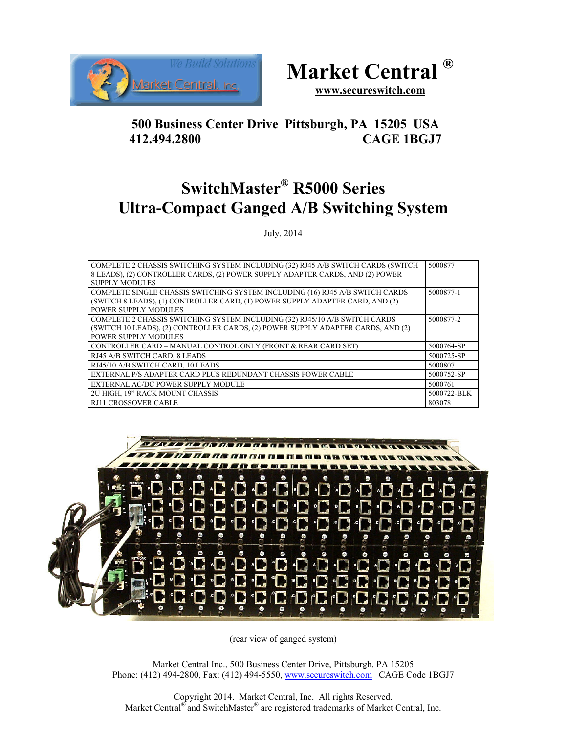Market Central ®

www.secureswitch.com

**500 Business Center Drive Pittsburgh, PA 15205 USA**
**412.494.2800 CAGE 1BGJ7**

# SwitchMaster® R5000 Series
# Ultra-Compact Ganged A/B Switching System

July, 2014

| | |
|---|---|
| COMPLETE 2 CHASSIS SWITCHING SYSTEM INCLUDING (32) RJ45 A/B SWITCH CARDS (SWITCH 8 LEADS), (2) CONTROLLER CARDS, (2) POWER SUPPLY ADAPTER CARDS, AND (2) POWER SUPPLY MODULES | 5000877 |
| COMPLETE SINGLE CHASSIS SWITCHING SYSTEM INCLUDING (16) RJ45 A/B SWITCH CARDS (SWITCH 8 LEADS), (1) CONTROLLER CARD, (1) POWER SUPPLY ADAPTER CARD, AND (2) POWER SUPPLY MODULES | 5000877-1 |
| COMPLETE 2 CHASSIS SWITCHING SYSTEM INCLUDING (32) RJ45/10 A/B SWITCH CARDS (SWITCH 10 LEADS), (2) CONTROLLER CARDS, (2) POWER SUPPLY ADAPTER CARDS, AND (2) POWER SUPPLY MODULES | 5000877-2 |
| CONTROLLER CARD – MANUAL CONTROL ONLY (FRONT & REAR CARD SET) | 5000764-SP |
| RJ45 A/B SWITCH CARD, 8 LEADS | 5000725-SP |
| RJ45/10 A/B SWITCH CARD, 10 LEADS | 5000807 |
| EXTERNAL P/S ADAPTER CARD PLUS REDUNDANT CHASSIS POWER CABLE | 5000752-SP |
| EXTERNAL AC/DC POWER SUPPLY MODULE | 5000761 |
| 2U HIGH, 19" RACK MOUNT CHASSIS | 5000722-BLK |
| RJ11 CROSSOVER CABLE | 803078 |

(rear view of ganged system)

Market Central Inc., 500 Business Center Drive, Pittsburgh, PA 15205
Phone: (412) 494-2800, Fax: (412) 494-5550, www.secureswitch.com CAGE Code 1BGJ7

Copyright 2014. Market Central, Inc. All rights Reserved.
Market Central® and SwitchMaster® are registered trademarks of Market Central, Inc.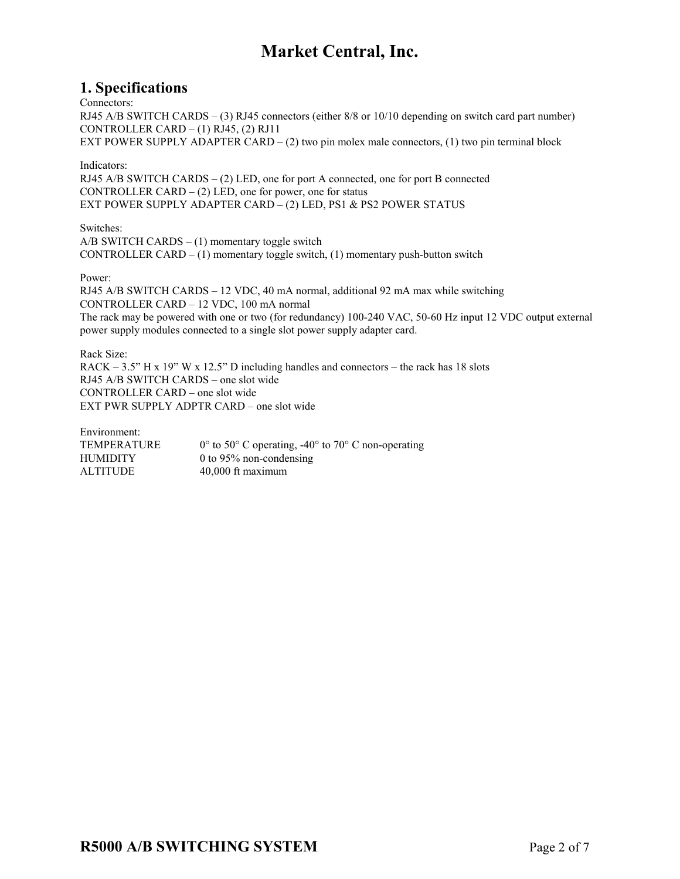# Market Central, Inc.

## 1. Specifications

Connectors:
RJ45 A/B SWITCH CARDS – (3) RJ45 connectors (either 8/8 or 10/10 depending on switch card part number)
CONTROLLER CARD – (1) RJ45, (2) RJ11
EXT POWER SUPPLY ADAPTER CARD – (2) two pin molex male connectors, (1) two pin terminal block

Indicators:
RJ45 A/B SWITCH CARDS – (2) LED, one for port A connected, one for port B connected
CONTROLLER CARD – (2) LED, one for power, one for status
EXT POWER SUPPLY ADAPTER CARD – (2) LED, PS1 & PS2 POWER STATUS

Switches:
A/B SWITCH CARDS – (1) momentary toggle switch
CONTROLLER CARD – (1) momentary toggle switch, (1) momentary push-button switch

Power:
RJ45 A/B SWITCH CARDS – 12 VDC, 40 mA normal, additional 92 mA max while switching
CONTROLLER CARD – 12 VDC, 100 mA normal
The rack may be powered with one or two (for redundancy) 100-240 VAC, 50-60 Hz input 12 VDC output external power supply modules connected to a single slot power supply adapter card.

Rack Size:
RACK – 3.5" H x 19" W x 12.5" D including handles and connectors – the rack has 18 slots
RJ45 A/B SWITCH CARDS – one slot wide
CONTROLLER CARD – one slot wide
EXT PWR SUPPLY ADPTR CARD – one slot wide

Environment:

| | |
|---|---|
| TEMPERATURE | 0° to 50° C operating, -40° to 70° C non-operating |
| HUMIDITY | 0 to 95% non-condensing |
| ALTITUDE | 40,000 ft maximum |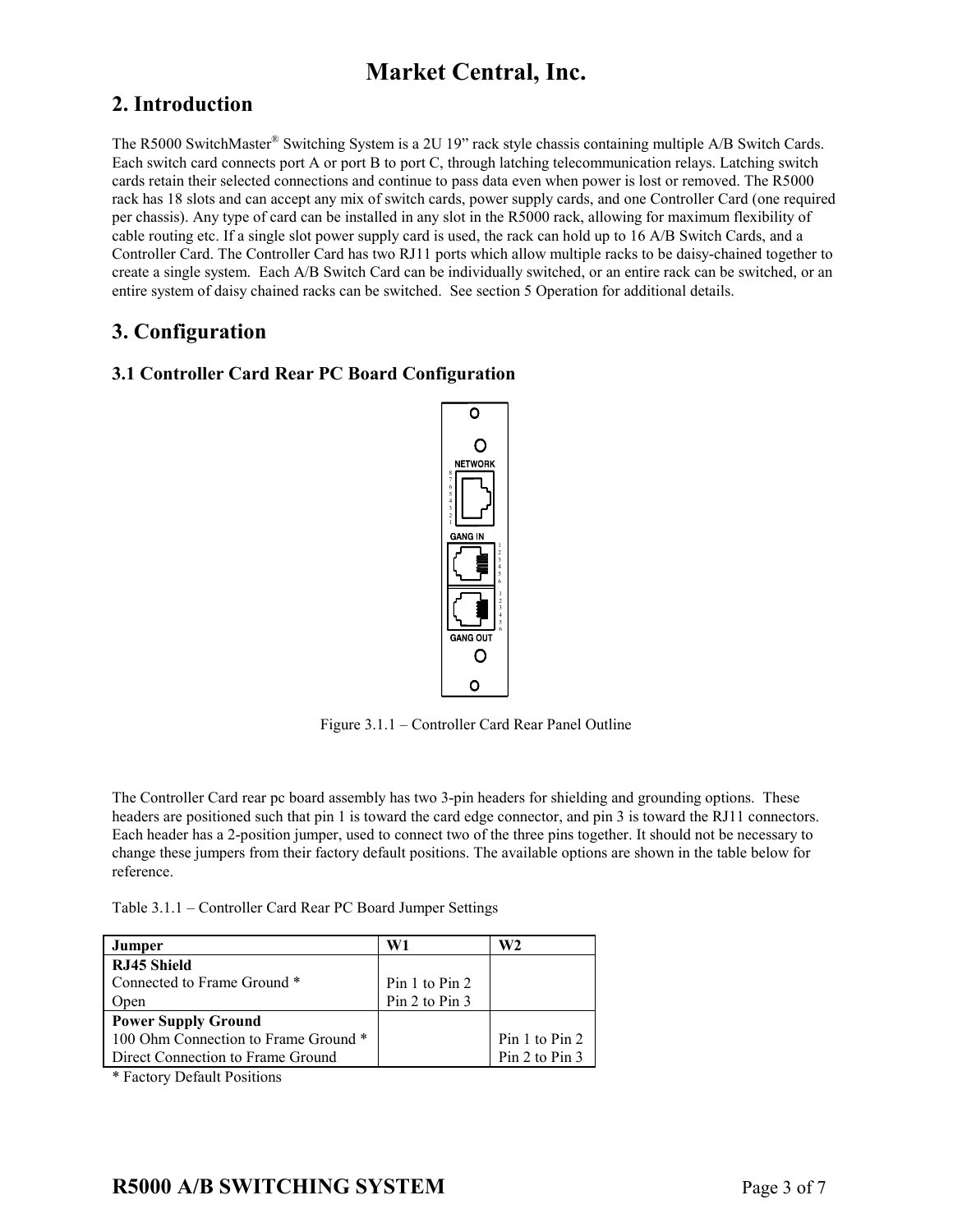## 2. Introduction

The R5000 SwitchMaster® Switching System is a 2U 19" rack style chassis containing multiple A/B Switch Cards. Each switch card connects port A or port B to port C, through latching telecommunication relays. Latching switch cards retain their selected connections and continue to pass data even when power is lost or removed. The R5000 rack has 18 slots and can accept any mix of switch cards, power supply cards, and one Controller Card (one required per chassis). Any type of card can be installed in any slot in the R5000 rack, allowing for maximum flexibility of cable routing etc. If a single slot power supply card is used, the rack can hold up to 16 A/B Switch Cards, and a Controller Card. The Controller Card has two RJ11 ports which allow multiple racks to be daisy-chained together to create a single system. Each A/B Switch Card can be individually switched, or an entire rack can be switched, or an entire system of daisy chained racks can be switched. See section 5 Operation for additional details.

## 3. Configuration

### 3.1 Controller Card Rear PC Board Configuration

Figure 3.1.1 – Controller Card Rear Panel Outline

The Controller Card rear pc board assembly has two 3-pin headers for shielding and grounding options. These headers are positioned such that pin 1 is toward the card edge connector, and pin 3 is toward the RJ11 connectors. Each header has a 2-position jumper, used to connect two of the three pins together. It should not be necessary to change these jumpers from their factory default positions. The available options are shown in the table below for reference.

Table 3.1.1 – Controller Card Rear PC Board Jumper Settings

| Jumper | W1 | W2 |
|---|---|---|
| **RJ45 Shield** | | |
| Connected to Frame Ground * | Pin 1 to Pin 2 | |
| Open | Pin 2 to Pin 3 | |
| **Power Supply Ground** | | |
| 100 Ohm Connection to Frame Ground * | | Pin 1 to Pin 2 |
| Direct Connection to Frame Ground | | Pin 2 to Pin 3 |

* Factory Default Positions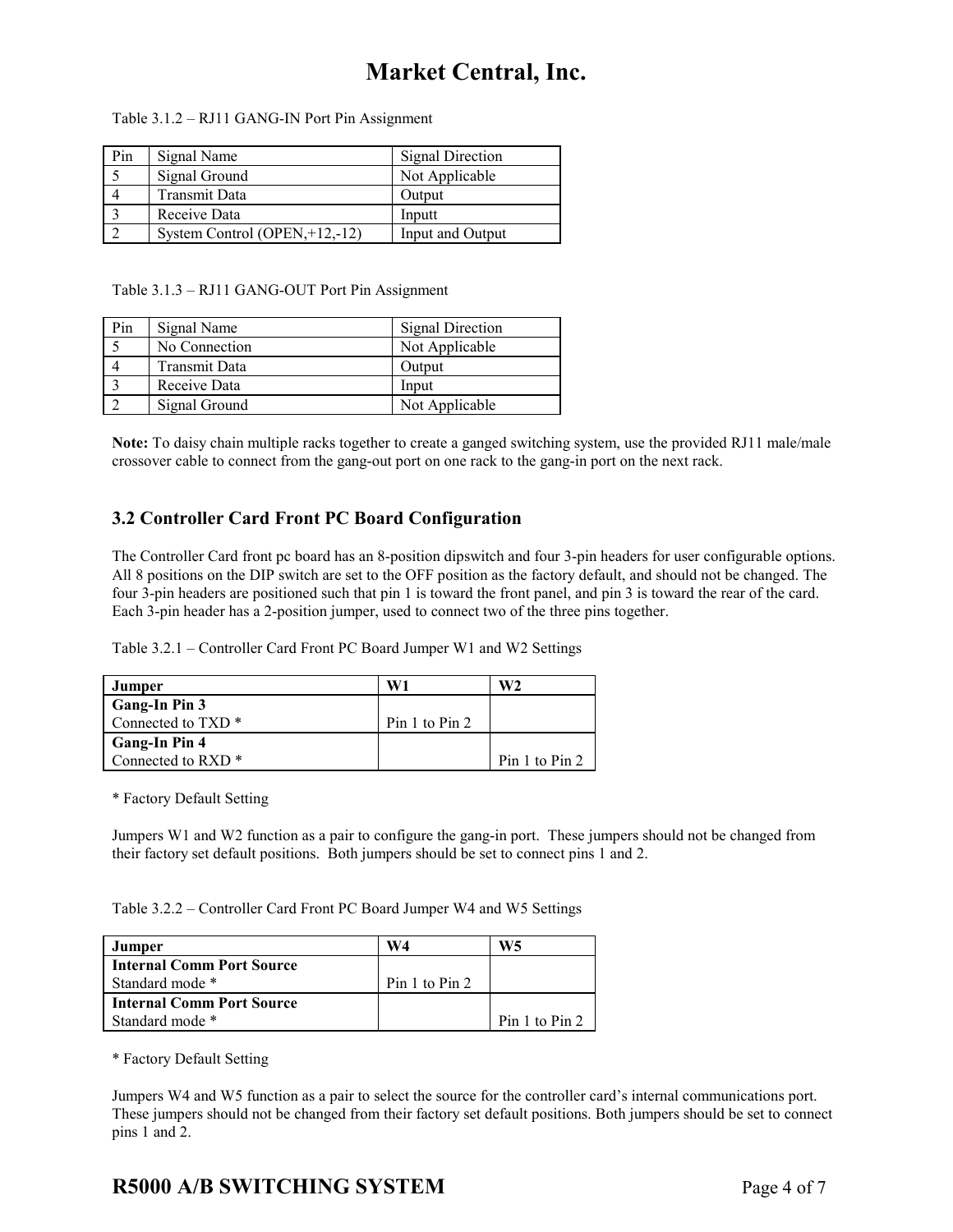Table 3.1.2 – RJ11 GANG-IN Port Pin Assignment

| Pin | Signal Name | Signal Direction |
|---|---|---|
| 5 | Signal Ground | Not Applicable |
| 4 | Transmit Data | Output |
| 3 | Receive Data | Inputt |
| 2 | System Control (OPEN,+12,-12) | Input and Output |

Table 3.1.3 – RJ11 GANG-OUT Port Pin Assignment

| Pin | Signal Name | Signal Direction |
|---|---|---|
| 5 | No Connection | Not Applicable |
| 4 | Transmit Data | Output |
| 3 | Receive Data | Input |
| 2 | Signal Ground | Not Applicable |

**Note:** To daisy chain multiple racks together to create a ganged switching system, use the provided RJ11 male/male crossover cable to connect from the gang-out port on one rack to the gang-in port on the next rack.

## 3.2 Controller Card Front PC Board Configuration

The Controller Card front pc board has an 8-position dipswitch and four 3-pin headers for user configurable options. All 8 positions on the DIP switch are set to the OFF position as the factory default, and should not be changed. The four 3-pin headers are positioned such that pin 1 is toward the front panel, and pin 3 is toward the rear of the card. Each 3-pin header has a 2-position jumper, used to connect two of the three pins together.

Table 3.2.1 – Controller Card Front PC Board Jumper W1 and W2 Settings

| Jumper | W1 | W2 |
|---|---|---|
| **Gang-In Pin 3** Connected to TXD * | Pin 1 to Pin 2 | |
| **Gang-In Pin 4** Connected to RXD * | | Pin 1 to Pin 2 |

\* Factory Default Setting

Jumpers W1 and W2 function as a pair to configure the gang-in port. These jumpers should not be changed from their factory set default positions. Both jumpers should be set to connect pins 1 and 2.

Table 3.2.2 – Controller Card Front PC Board Jumper W4 and W5 Settings

| Jumper | W4 | W5 |
|---|---|---|
| **Internal Comm Port Source** Standard mode * | Pin 1 to Pin 2 | |
| **Internal Comm Port Source** Standard mode * | | Pin 1 to Pin 2 |

\* Factory Default Setting

Jumpers W4 and W5 function as a pair to select the source for the controller card's internal communications port. These jumpers should not be changed from their factory set default positions. Both jumpers should be set to connect pins 1 and 2.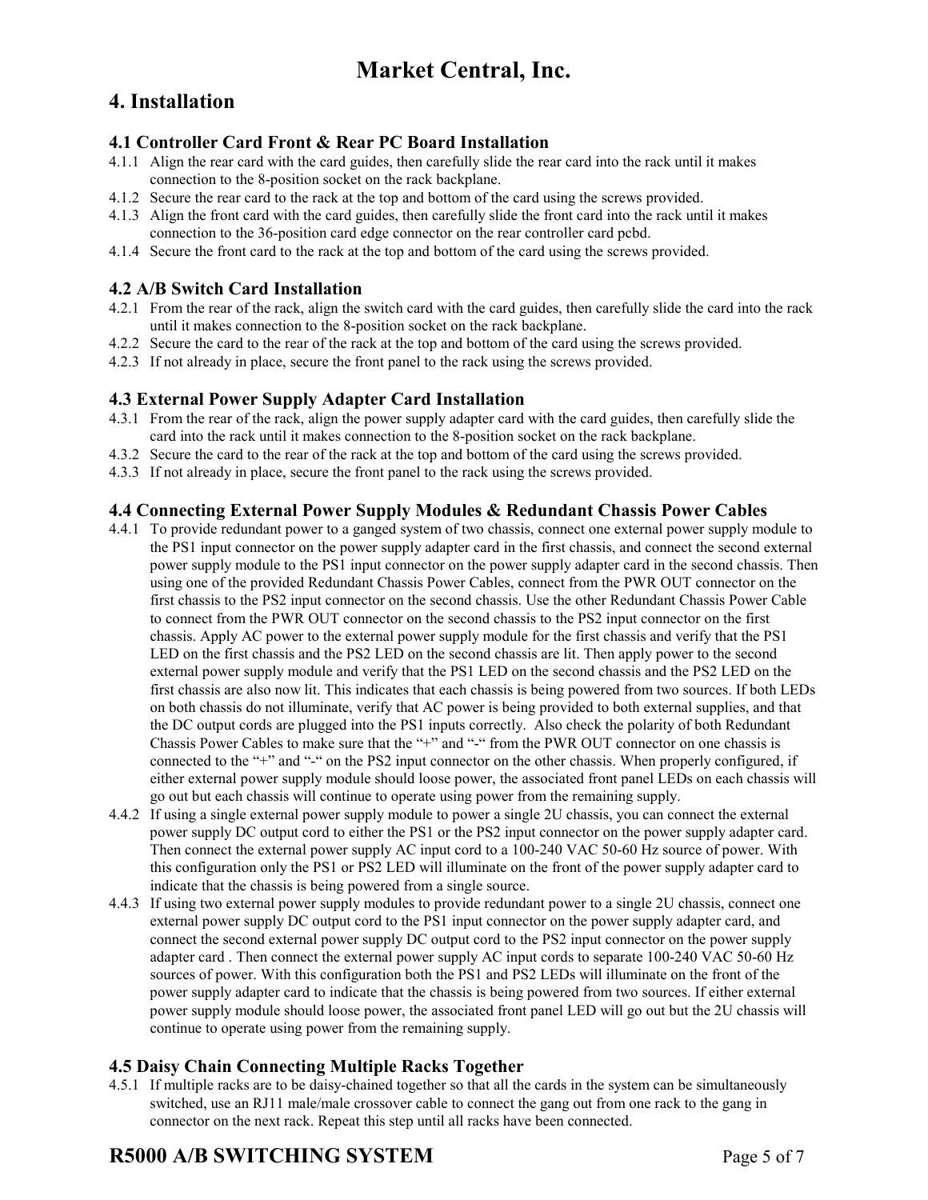# 4. Installation

### 4.1 Controller Card Front & Rear PC Board Installation

4.1.1 Align the rear card with the card guides, then carefully slide the rear card into the rack until it makes connection to the 8-position socket on the rack backplane.

4.1.2 Secure the rear card to the rack at the top and bottom of the card using the screws provided.

4.1.3 Align the front card with the card guides, then carefully slide the front card into the rack until it makes connection to the 36-position card edge connector on the rear controller card pcbd.

4.1.4 Secure the front card to the rack at the top and bottom of the card using the screws provided.

### 4.2 A/B Switch Card Installation

4.2.1 From the rear of the rack, align the switch card with the card guides, then carefully slide the card into the rack until it makes connection to the 8-position socket on the rack backplane.

4.2.2 Secure the card to the rear of the rack at the top and bottom of the card using the screws provided.

4.2.3 If not already in place, secure the front panel to the rack using the screws provided.

### 4.3 External Power Supply Adapter Card Installation

4.3.1 From the rear of the rack, align the power supply adapter card with the card guides, then carefully slide the card into the rack until it makes connection to the 8-position socket on the rack backplane.

4.3.2 Secure the card to the rear of the rack at the top and bottom of the card using the screws provided.

4.3.3 If not already in place, secure the front panel to the rack using the screws provided.

### 4.4 Connecting External Power Supply Modules & Redundant Chassis Power Cables

4.4.1 To provide redundant power to a ganged system of two chassis, connect one external power supply module to the PS1 input connector on the power supply adapter card in the first chassis, and connect the second external power supply module to the PS1 input connector on the power supply adapter card in the second chassis. Then using one of the provided Redundant Chassis Power Cables, connect from the PWR OUT connector on the first chassis to the PS2 input connector on the second chassis. Use the other Redundant Chassis Power Cable to connect from the PWR OUT connector on the second chassis to the PS2 input connector on the first chassis. Apply AC power to the external power supply module for the first chassis and verify that the PS1 LED on the first chassis and the PS2 LED on the second chassis are lit. Then apply power to the second external power supply module and verify that the PS1 LED on the second chassis and the PS2 LED on the first chassis are also now lit. This indicates that each chassis is being powered from two sources. If both LEDs on both chassis do not illuminate, verify that AC power is being provided to both external supplies, and that the DC output cords are plugged into the PS1 inputs correctly. Also check the polarity of both Redundant Chassis Power Cables to make sure that the "+" and "-" from the PWR OUT connector on one chassis is connected to the "+" and "-" on the PS2 input connector on the other chassis. When properly configured, if either external power supply module should loose power, the associated front panel LEDs on each chassis will go out but each chassis will continue to operate using power from the remaining supply.

4.4.2 If using a single external power supply module to power a single 2U chassis, you can connect the external power supply DC output cord to either the PS1 or the PS2 input connector on the power supply adapter card. Then connect the external power supply AC input cord to a 100-240 VAC 50-60 Hz source of power. With this configuration only the PS1 or PS2 LED will illuminate on the front of the power supply adapter card to indicate that the chassis is being powered from a single source.

4.4.3 If using two external power supply modules to provide redundant power to a single 2U chassis, connect one external power supply DC output cord to the PS1 input connector on the power supply adapter card, and connect the second external power supply DC output cord to the PS2 input connector on the power supply adapter card . Then connect the external power supply AC input cords to separate 100-240 VAC 50-60 Hz sources of power. With this configuration both the PS1 and PS2 LEDs will illuminate on the front of the power supply adapter card to indicate that the chassis is being powered from two sources. If either external power supply module should loose power, the associated front panel LED will go out but the 2U chassis will continue to operate using power from the remaining supply.

### 4.5 Daisy Chain Connecting Multiple Racks Together

4.5.1 If multiple racks are to be daisy-chained together so that all the cards in the system can be simultaneously switched, use an RJ11 male/male crossover cable to connect the gang out from one rack to the gang in connector on the next rack. Repeat this step until all racks have been connected.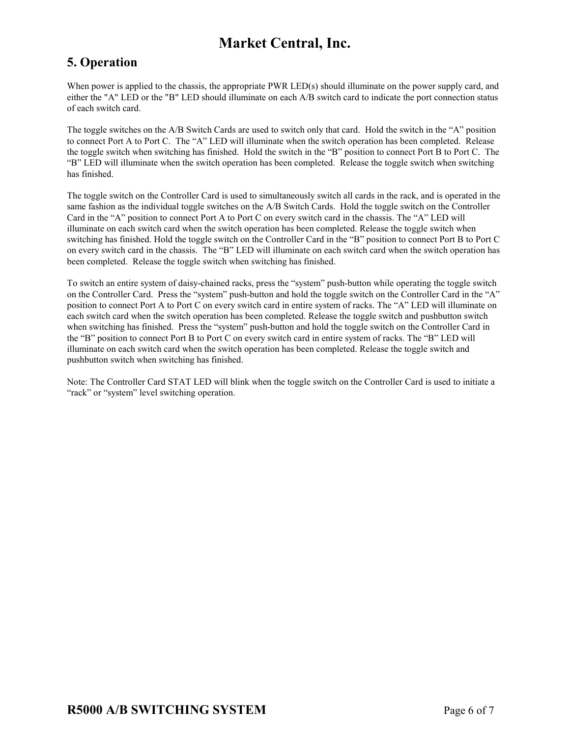## 5. Operation

When power is applied to the chassis, the appropriate PWR LED(s) should illuminate on the power supply card, and either the "A" LED or the "B" LED should illuminate on each A/B switch card to indicate the port connection status of each switch card.

The toggle switches on the A/B Switch Cards are used to switch only that card. Hold the switch in the “A” position to connect Port A to Port C. The “A” LED will illuminate when the switch operation has been completed. Release the toggle switch when switching has finished. Hold the switch in the “B” position to connect Port B to Port C. The “B” LED will illuminate when the switch operation has been completed. Release the toggle switch when switching has finished.

The toggle switch on the Controller Card is used to simultaneously switch all cards in the rack, and is operated in the same fashion as the individual toggle switches on the A/B Switch Cards. Hold the toggle switch on the Controller Card in the “A” position to connect Port A to Port C on every switch card in the chassis. The “A” LED will illuminate on each switch card when the switch operation has been completed. Release the toggle switch when switching has finished. Hold the toggle switch on the Controller Card in the “B” position to connect Port B to Port C on every switch card in the chassis. The “B” LED will illuminate on each switch card when the switch operation has been completed. Release the toggle switch when switching has finished.

To switch an entire system of daisy-chained racks, press the “system” push-button while operating the toggle switch on the Controller Card. Press the “system” push-button and hold the toggle switch on the Controller Card in the “A” position to connect Port A to Port C on every switch card in entire system of racks. The “A” LED will illuminate on each switch card when the switch operation has been completed. Release the toggle switch and pushbutton switch when switching has finished. Press the “system” push-button and hold the toggle switch on the Controller Card in the “B” position to connect Port B to Port C on every switch card in entire system of racks. The “B” LED will illuminate on each switch card when the switch operation has been completed. Release the toggle switch and pushbutton switch when switching has finished.

Note: The Controller Card STAT LED will blink when the toggle switch on the Controller Card is used to initiate a “rack” or “system” level switching operation.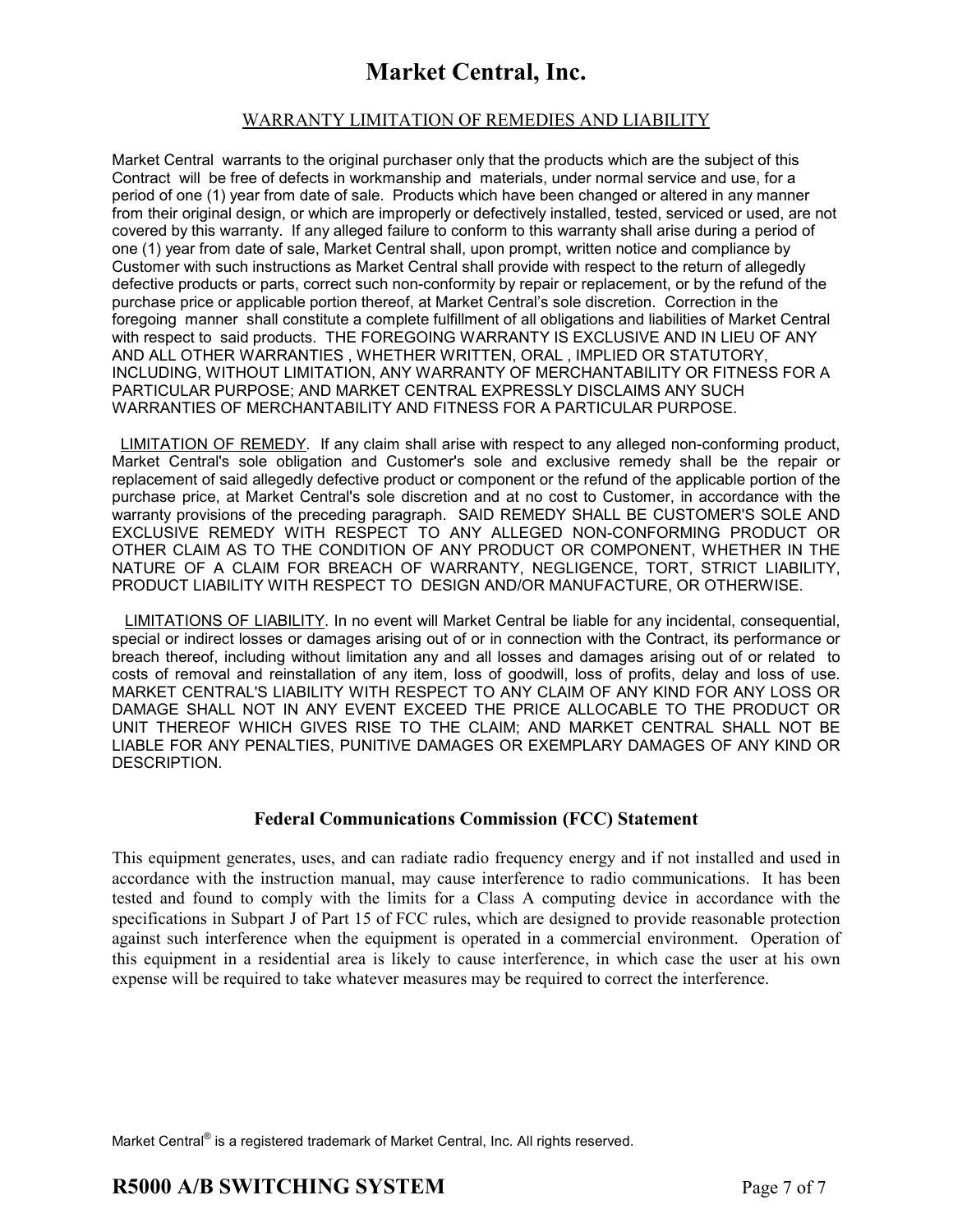# Market Central, Inc.

## WARRANTY LIMITATION OF REMEDIES AND LIABILITY

Market Central warrants to the original purchaser only that the products which are the subject of this Contract will be free of defects in workmanship and materials, under normal service and use, for a period of one (1) year from date of sale. Products which have been changed or altered in any manner from their original design, or which are improperly or defectively installed, tested, serviced or used, are not covered by this warranty. If any alleged failure to conform to this warranty shall arise during a period of one (1) year from date of sale, Market Central shall, upon prompt, written notice and compliance by Customer with such instructions as Market Central shall provide with respect to the return of allegedly defective products or parts, correct such non-conformity by repair or replacement, or by the refund of the purchase price or applicable portion thereof, at Market Central's sole discretion. Correction in the foregoing manner shall constitute a complete fulfillment of all obligations and liabilities of Market Central with respect to said products. THE FOREGOING WARRANTY IS EXCLUSIVE AND IN LIEU OF ANY AND ALL OTHER WARRANTIES , WHETHER WRITTEN, ORAL , IMPLIED OR STATUTORY, INCLUDING, WITHOUT LIMITATION, ANY WARRANTY OF MERCHANTABILITY OR FITNESS FOR A PARTICULAR PURPOSE; AND MARKET CENTRAL EXPRESSLY DISCLAIMS ANY SUCH WARRANTIES OF MERCHANTABILITY AND FITNESS FOR A PARTICULAR PURPOSE.

LIMITATION OF REMEDY. If any claim shall arise with respect to any alleged non-conforming product, Market Central's sole obligation and Customer's sole and exclusive remedy shall be the repair or replacement of said allegedly defective product or component or the refund of the applicable portion of the purchase price, at Market Central's sole discretion and at no cost to Customer, in accordance with the warranty provisions of the preceding paragraph. SAID REMEDY SHALL BE CUSTOMER'S SOLE AND EXCLUSIVE REMEDY WITH RESPECT TO ANY ALLEGED NON-CONFORMING PRODUCT OR OTHER CLAIM AS TO THE CONDITION OF ANY PRODUCT OR COMPONENT, WHETHER IN THE NATURE OF A CLAIM FOR BREACH OF WARRANTY, NEGLIGENCE, TORT, STRICT LIABILITY, PRODUCT LIABILITY WITH RESPECT TO DESIGN AND/OR MANUFACTURE, OR OTHERWISE.

LIMITATIONS OF LIABILITY. In no event will Market Central be liable for any incidental, consequential, special or indirect losses or damages arising out of or in connection with the Contract, its performance or breach thereof, including without limitation any and all losses and damages arising out of or related to costs of removal and reinstallation of any item, loss of goodwill, loss of profits, delay and loss of use. MARKET CENTRAL'S LIABILITY WITH RESPECT TO ANY CLAIM OF ANY KIND FOR ANY LOSS OR DAMAGE SHALL NOT IN ANY EVENT EXCEED THE PRICE ALLOCABLE TO THE PRODUCT OR UNIT THEREOF WHICH GIVES RISE TO THE CLAIM; AND MARKET CENTRAL SHALL NOT BE LIABLE FOR ANY PENALTIES, PUNITIVE DAMAGES OR EXEMPLARY DAMAGES OF ANY KIND OR DESCRIPTION.

## Federal Communications Commission (FCC) Statement

This equipment generates, uses, and can radiate radio frequency energy and if not installed and used in accordance with the instruction manual, may cause interference to radio communications. It has been tested and found to comply with the limits for a Class A computing device in accordance with the specifications in Subpart J of Part 15 of FCC rules, which are designed to provide reasonable protection against such interference when the equipment is operated in a commercial environment. Operation of this equipment in a residential area is likely to cause interference, in which case the user at his own expense will be required to take whatever measures may be required to correct the interference.

Market Central® is a registered trademark of Market Central, Inc. All rights reserved.